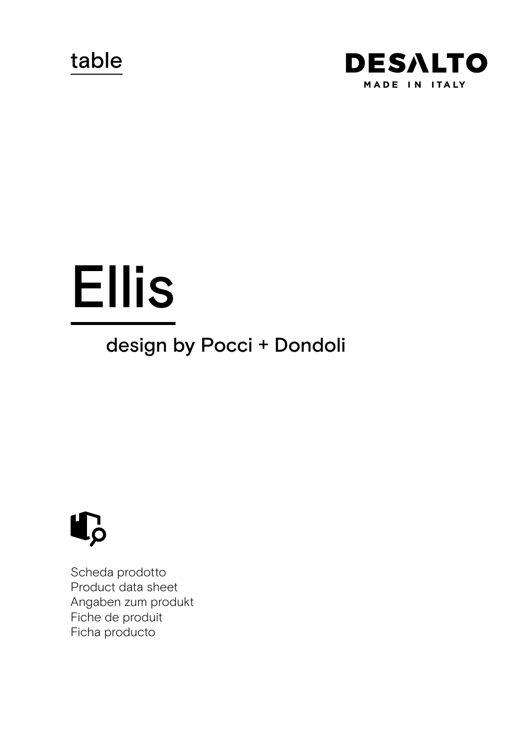table

DESALTO
MADE IN ITALY

# Ellis

## design by Pocci + Dondoli

Scheda prodotto
Product data sheet
Angaben zum produkt
Fiche de produit
Ficha producto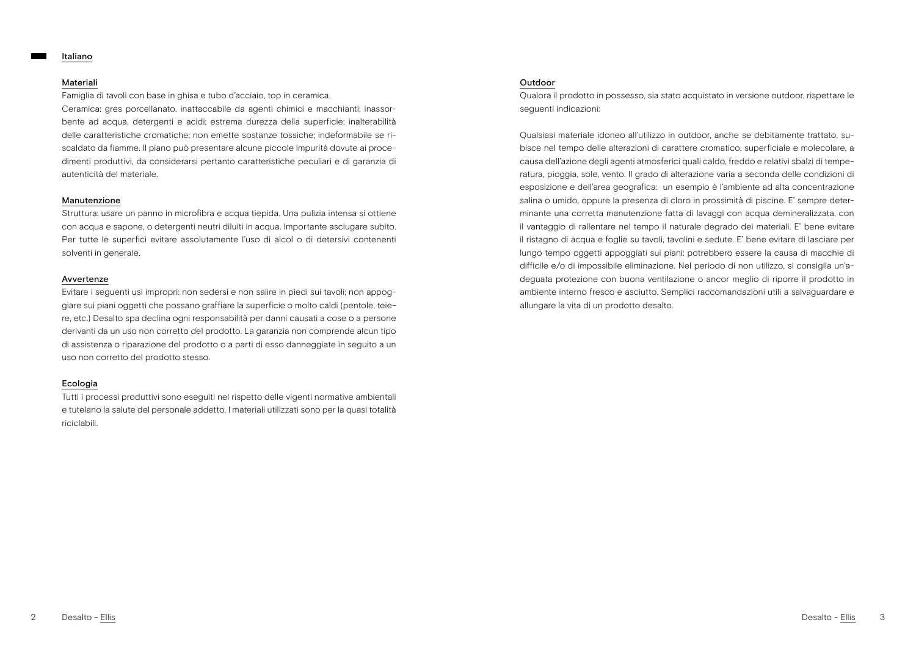# Italiano

## Materiali

Famiglia di tavoli con base in ghisa e tubo d'acciaio, top in ceramica.

Ceramica: gres porcellanato, inattaccabile da agenti chimici e macchianti; inassorbente ad acqua, detergenti e acidi; estrema durezza della superficie; inalterabilità delle caratteristiche cromatiche; non emette sostanze tossiche; indeformabile se riscaldato da fiamme. Il piano può presentare alcune piccole impurità dovute ai procedimenti produttivi, da considerarsi pertanto caratteristiche peculiari e di garanzia di autenticità del materiale.

## Manutenzione

Struttura: usare un panno in microfibra e acqua tiepida. Una pulizia intensa si ottiene con acqua e sapone, o detergenti neutri diluiti in acqua. Importante asciugare subito. Per tutte le superfici evitare assolutamente l'uso di alcol o di detersivi contenenti solventi in generale.

## Avvertenze

Evitare i seguenti usi impropri: non sedersi e non salire in piedi sui tavoli; non appoggiare sui piani oggetti che possano graffiare la superficie o molto caldi (pentole, teiere, etc.) Desalto spa declina ogni responsabilità per danni causati a cose o a persone derivanti da un uso non corretto del prodotto. La garanzia non comprende alcun tipo di assistenza o riparazione del prodotto o a parti di esso danneggiate in seguito a un uso non corretto del prodotto stesso.

## Ecologia

Tutti i processi produttivi sono eseguiti nel rispetto delle vigenti normative ambientali e tutelano la salute del personale addetto. I materiali utilizzati sono per la quasi totalità riciclabili.

## Outdoor

Qualora il prodotto in possesso, sia stato acquistato in versione outdoor, rispettare le seguenti indicazioni:

Qualsiasi materiale idoneo all'utilizzo in outdoor, anche se debitamente trattato, subisce nel tempo delle alterazioni di carattere cromatico, superficiale e molecolare, a causa dell'azione degli agenti atmosferici quali caldo, freddo e relativi sbalzi di temperatura, pioggia, sole, vento. Il grado di alterazione varia a seconda delle condizioni di esposizione e dell'area geografica: un esempio è l'ambiente ad alta concentrazione salina o umido, oppure la presenza di cloro in prossimità di piscine. E' sempre determinante una corretta manutenzione fatta di lavaggi con acqua demineralizzata, con il vantaggio di rallentare nel tempo il naturale degrado dei materiali. E' bene evitare il ristagno di acqua e foglie su tavoli, tavolini e sedute. E' bene evitare di lasciare per lungo tempo oggetti appoggiati sui piani: potrebbero essere la causa di macchie di difficile e/o di impossibile eliminazione. Nel periodo di non utilizzo, si consiglia un'adeguata protezione con buona ventilazione o ancor meglio di riporre il prodotto in ambiente interno fresco e asciutto. Semplici raccomandazioni utili a salvaguardare e allungare la vita di un prodotto desalto.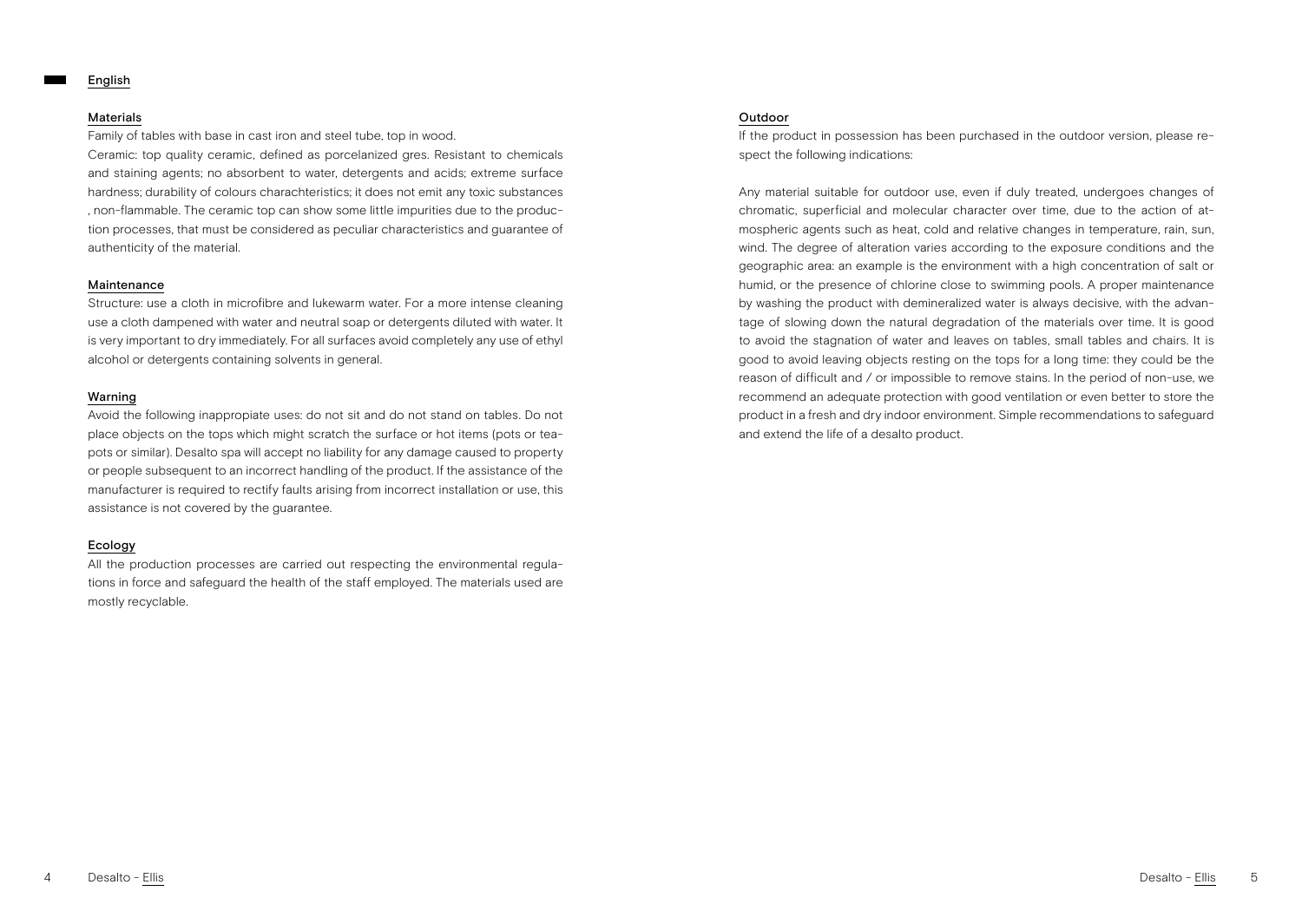## English

### Materials

Family of tables with base in cast iron and steel tube, top in wood.

Ceramic: top quality ceramic, defined as porcelanized gres. Resistant to chemicals and staining agents; no absorbent to water, detergents and acids; extreme surface hardness; durability of colours charachteristics; it does not emit any toxic substances , non-flammable. The ceramic top can show some little impurities due to the production processes, that must be considered as peculiar characteristics and guarantee of authenticity of the material.

### Maintenance

Structure: use a cloth in microfibre and lukewarm water. For a more intense cleaning use a cloth dampened with water and neutral soap or detergents diluted with water. It is very important to dry immediately. For all surfaces avoid completely any use of ethyl alcohol or detergents containing solvents in general.

### Warning

Avoid the following inappropiate uses: do not sit and do not stand on tables. Do not place objects on the tops which might scratch the surface or hot items (pots or teapots or similar). Desalto spa will accept no liability for any damage caused to property or people subsequent to an incorrect handling of the product. If the assistance of the manufacturer is required to rectify faults arising from incorrect installation or use, this assistance is not covered by the guarantee.

### Ecology

All the production processes are carried out respecting the environmental regulations in force and safeguard the health of the staff employed. The materials used are mostly recyclable.

### Outdoor

If the product in possession has been purchased in the outdoor version, please respect the following indications:

Any material suitable for outdoor use, even if duly treated, undergoes changes of chromatic, superficial and molecular character over time, due to the action of atmospheric agents such as heat, cold and relative changes in temperature, rain, sun, wind. The degree of alteration varies according to the exposure conditions and the geographic area: an example is the environment with a high concentration of salt or humid, or the presence of chlorine close to swimming pools. A proper maintenance by washing the product with demineralized water is always decisive, with the advantage of slowing down the natural degradation of the materials over time. It is good to avoid the stagnation of water and leaves on tables, small tables and chairs. It is good to avoid leaving objects resting on the tops for a long time: they could be the reason of difficult and / or impossible to remove stains. In the period of non-use, we recommend an adequate protection with good ventilation or even better to store the product in a fresh and dry indoor environment. Simple recommendations to safeguard and extend the life of a desalto product.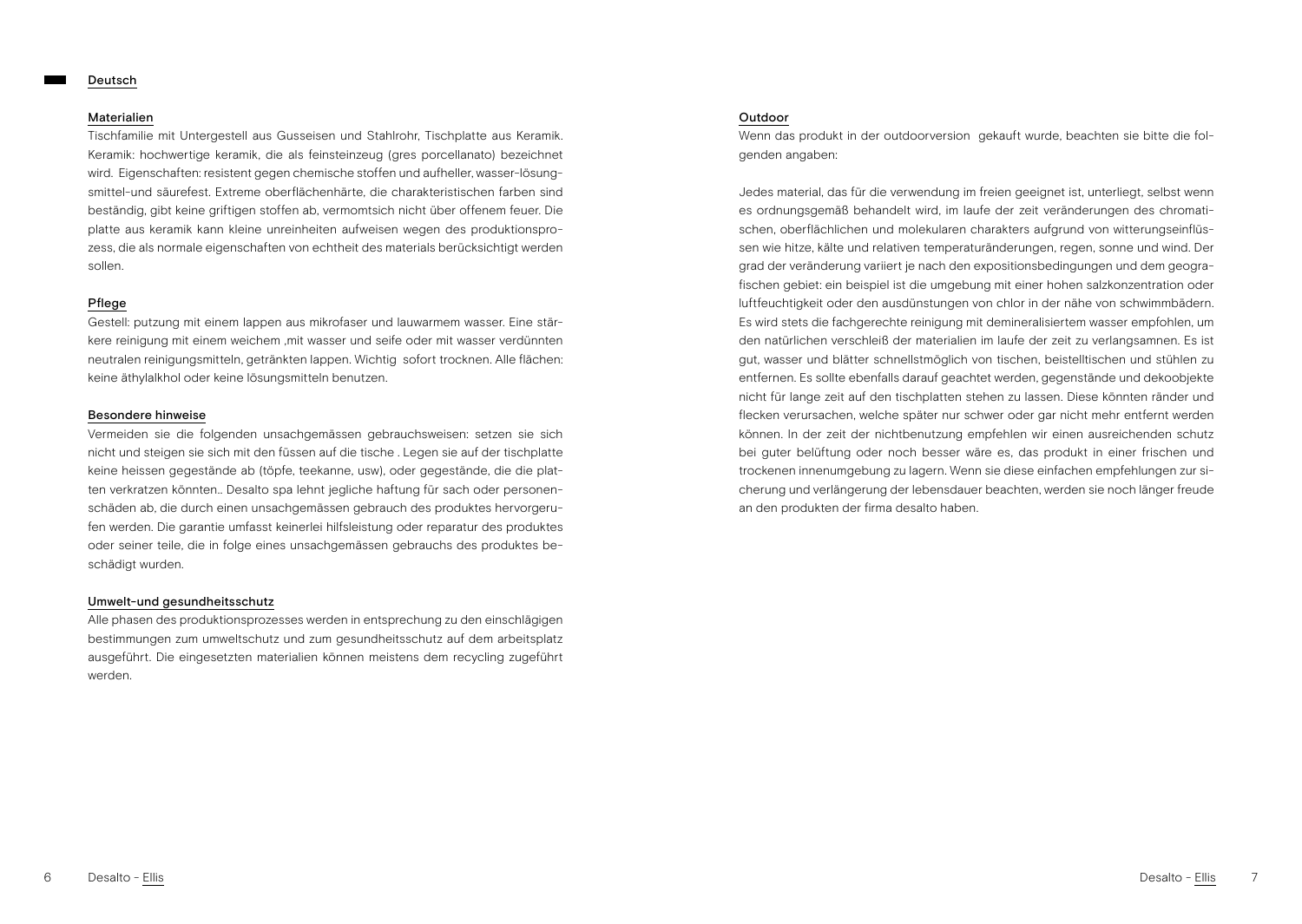## Deutsch

### Materialien

Tischfamilie mit Untergestell aus Gusseisen und Stahlrohr, Tischplatte aus Keramik. Keramik: hochwertige keramik, die als feinsteinzeug (gres porcellanato) bezeichnet wird. Eigenschaften: resistent gegen chemische stoffen und aufheller, wasser-lösungsmittel-und säurefest. Extreme oberflächenhärte, die charakteristischen farben sind beständig, gibt keine griftigen stoffen ab, vermomtsich nicht über offenem feuer. Die platte aus keramik kann kleine unreinheiten aufweisen wegen des produktionsprozess, die als normale eigenschaften von echtheit des materials berücksichtigt werden sollen.

### Pflege

Gestell: putzung mit einem lappen aus mikrofaser und lauwarmem wasser. Eine stärkere reinigung mit einem weichem ,mit wasser und seife oder mit wasser verdünnten neutralen reinigungsmitteln, getränkten lappen. Wichtig sofort trocknen. Alle flächen: keine äthylalkhol oder keine lösungsmitteln benutzen.

### Besondere hinweise

Vermeiden sie die folgenden unsachgemässen gebrauchsweisen: setzen sie sich nicht und steigen sie sich mit den füssen auf die tische . Legen sie auf der tischplatte keine heissen gegenstände ab (töpfe, teekanne, usw), oder gegenstände, die die platten verkratzen könnten.. Desalto spa lehnt jegliche haftung für sach oder personenschäden ab, die durch einen unsachgemässen gebrauch des produktes hervorgerufen werden. Die garantie umfasst keinerlei hilfsleistung oder reparatur des produktes oder seiner teile, die in folge eines unsachgemässen gebrauchs des produktes beschädigt wurden.

### Umwelt-und gesundheitsschutz

Alle phasen des produktionsprozesses werden in entsprechung zu den einschlägigen bestimmungen zum umweltschutz und zum gesundheitsschutz auf dem arbeitsplatz ausgeführt. Die eingesetzten materialien können meistens dem recycling zugeführt werden.

### Outdoor

Wenn das produkt in der outdoorversion gekauft wurde, beachten sie bitte die folgenden angaben:

Jedes material, das für die verwendung im freien geeignet ist, unterliegt, selbst wenn es ordnungsgemäß behandelt wird, im laufe der zeit veränderungen des chromatischen, oberflächlichen und molekularen charakters aufgrund von witterungseinflüssen wie hitze, kälte und relativen temperaturänderungen, regen, sonne und wind. Der grad der veränderung variiert je nach den expositionsbedingungen und dem geografischen gebiet: ein beispiel ist die umgebung mit einer hohen salzkonzentration oder luftfeuchtigkeit oder den ausdünstungen von chlor in der nähe von schwimmbädern. Es wird stets die fachgerechte reinigung mit demineralisiertem wasser empfohlen, um den natürlichen verschleiß der materialien im laufe der zeit zu verlangsamnen. Es ist gut, wasser und blätter schnellstmöglich von tischen, beistelltischen und stühlen zu entfernen. Es sollte ebenfalls darauf geachtet werden, gegenstände und dekoobjekte nicht für lange zeit auf den tischplatten stehen zu lassen. Diese könnten ränder und flecken verursachen, welche später nur schwer oder gar nicht mehr entfernt werden können. In der zeit der nichtbenutzung empfehlen wir einen ausreichenden schutz bei guter belüftung oder noch besser wäre es, das produkt in einer frischen und trockenen innenumgebung zu lagern. Wenn sie diese einfachen empfehlungen zur sicherung und verlängerung der lebensdauer beachten, werden sie noch länger freude an den produkten der firma desalto haben.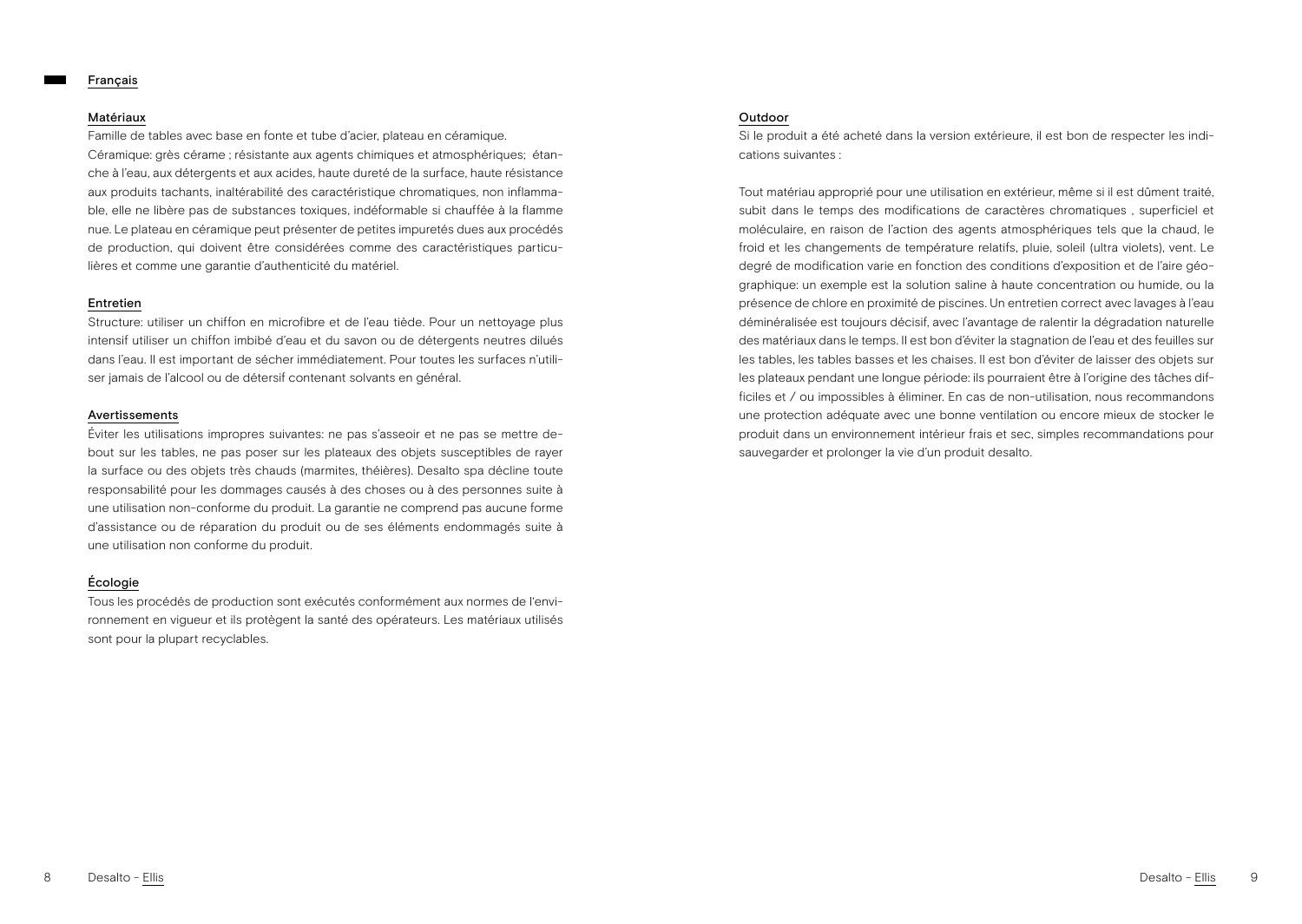# Français

## Matériaux

Famille de tables avec base en fonte et tube d'acier, plateau en céramique.
Céramique: grès cérame ; résistante aux agents chimiques et atmosphériques; étanche à l'eau, aux détergents et aux acides, haute dureté de la surface, haute résistance aux produits tachants, inaltérabilité des caractéristique chromatiques, non inflammable, elle ne libère pas de substances toxiques, indéformable si chauffée à la flamme nue. Le plateau en céramique peut présenter de petites impuretés dues aux procédés de production, qui doivent être considérées comme des caractéristiques particulières et comme une garantie d'authenticité du matériel.

## Entretien

Structure: utiliser un chiffon en microfibre et de l'eau tiède. Pour un nettoyage plus intensif utiliser un chiffon imbibé d'eau et du savon ou de détergents neutres dilués dans l'eau. Il est important de sécher immédiatement. Pour toutes les surfaces n'utiliser jamais de l'alcool ou de détersif contenant solvants en général.

## Avertissements

Éviter les utilisations impropres suivantes: ne pas s'asseoir et ne pas se mettre debout sur les tables, ne pas poser sur les plateaux des objets susceptibles de rayer la surface ou des objets très chauds (marmites, théières). Desalto spa décline toute responsabilité pour les dommages causés à des choses ou à des personnes suite à une utilisation non-conforme du produit. La garantie ne comprend pas aucune forme d'assistance ou de réparation du produit ou de ses éléments endommagés suite à une utilisation non conforme du produit.

## Écologie

Tous les procédés de production sont exécutés conformément aux normes de l'environnement en vigueur et ils protègent la santé des opérateurs. Les matériaux utilisés sont pour la plupart recyclables.

## Outdoor

Si le produit a été acheté dans la version extérieure, il est bon de respecter les indications suivantes :

Tout matériau approprié pour une utilisation en extérieur, même si il est dûment traité, subit dans le temps des modifications de caractères chromatiques , superficiel et moléculaire, en raison de l'action des agents atmosphériques tels que la chaud, le froid et les changements de température relatifs, pluie, soleil (ultra violets), vent. Le degré de modification varie en fonction des conditions d'exposition et de l'aire géographique: un exemple est la solution saline à haute concentration ou humide, ou la présence de chlore en proximité de piscines. Un entretien correct avec lavages à l'eau déminéralisée est toujours décisif, avec l'avantage de ralentir la dégradation naturelle des matériaux dans le temps. Il est bon d'éviter la stagnation de l'eau et des feuilles sur les tables, les tables basses et les chaises. Il est bon d'éviter de laisser des objets sur les plateaux pendant une longue période: ils pourraient être à l'origine des tâches difficiles et / ou impossibles à éliminer. En cas de non-utilisation, nous recommandons une protection adéquate avec une bonne ventilation ou encore mieux de stocker le produit dans un environnement intérieur frais et sec, simples recommandations pour sauvegarder et prolonger la vie d'un produit desalto.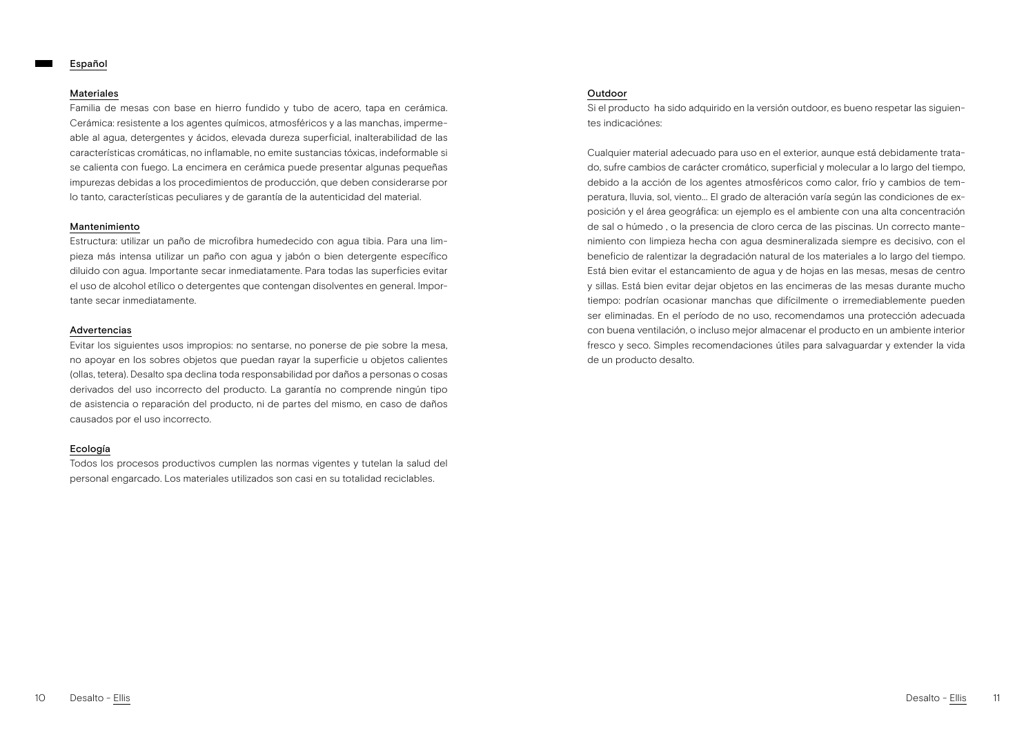## Español

### Materiales

Familia de mesas con base en hierro fundido y tubo de acero, tapa en cerámica. Cerámica: resistente a los agentes químicos, atmosféricos y a las manchas, impermeable al agua, detergentes y ácidos, elevada dureza superficial, inalterabilidad de las características cromáticas, no inflamable, no emite sustancias tóxicas, indeformable si se calienta con fuego. La encimera en cerámica puede presentar algunas pequeñas impurezas debidas a los procedimientos de producción, que deben considerarse por lo tanto, características peculiares y de garantía de la autenticidad del material.

### Mantenimiento

Estructura: utilizar un paño de microfibra humedecido con agua tibia. Para una limpieza más intensa utilizar un paño con agua y jabón o bien detergente específico diluido con agua. Importante secar inmediatamente. Para todas las superficies evitar el uso de alcohol etílico o detergentes que contengan disolventes en general. Importante secar inmediatamente.

### Advertencias

Evitar los siguientes usos impropios: no sentarse, no ponerse de pie sobre la mesa, no apoyar en los sobres objetos que puedan rayar la superficie u objetos calientes (ollas, tetera). Desalto spa declina toda responsabilidad por daños a personas o cosas derivados del uso incorrecto del producto. La garantía no comprende ningún tipo de asistencia o reparación del producto, ni de partes del mismo, en caso de daños causados por el uso incorrecto.

### Ecología

Todos los procesos productivos cumplen las normas vigentes y tutelan la salud del personal engarcado. Los materiales utilizados son casi en su totalidad reciclables.

### Outdoor

Si el producto ha sido adquirido en la versión outdoor, es bueno respetar las siguientes indicaciónes:

Cualquier material adecuado para uso en el exterior, aunque está debidamente tratado, sufre cambios de carácter cromático, superficial y molecular a lo largo del tiempo, debido a la acción de los agentes atmosféricos como calor, frío y cambios de temperatura, lluvia, sol, viento... El grado de alteración varía según las condiciones de exposición y el área geográfica: un ejemplo es el ambiente con una alta concentración de sal o húmedo , o la presencia de cloro cerca de las piscinas. Un correcto mantenimiento con limpieza hecha con agua desmineralizada siempre es decisivo, con el beneficio de ralentizar la degradación natural de los materiales a lo largo del tiempo. Está bien evitar el estancamiento de agua y de hojas en las mesas, mesas de centro y sillas. Está bien evitar dejar objetos en las encimeras de las mesas durante mucho tiempo: podrían ocasionar manchas que difícilmente o irremediablemente pueden ser eliminadas. En el período de no uso, recomendamos una protección adecuada con buena ventilación, o incluso mejor almacenar el producto en un ambiente interior fresco y seco. Simples recomendaciones útiles para salvaguardar y extender la vida de un producto desalto.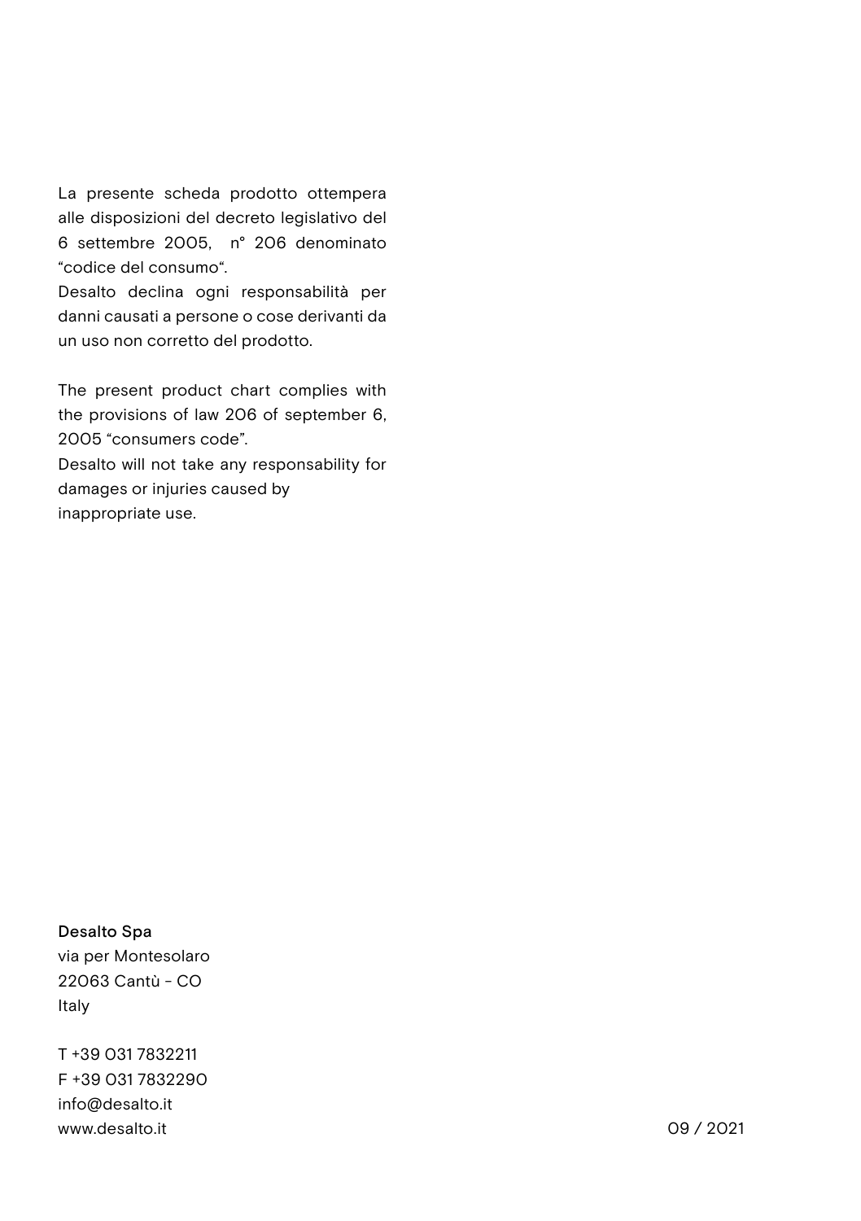La presente scheda prodotto ottempera alle disposizioni del decreto legislativo del 6 settembre 2005, n° 206 denominato "codice del consumo".
Desalto declina ogni responsabilità per danni causati a persone o cose derivanti da un uso non corretto del prodotto.

The present product chart complies with the provisions of law 206 of september 6, 2005 "consumers code".
Desalto will not take any responsability for damages or injuries caused by inappropriate use.

**Desalto Spa**
via per Montesolaro
22063 Cantù - CO
Italy

T +39 031 7832211
F +39 031 7832290
info@desalto.it
www.desalto.it

09 / 2021